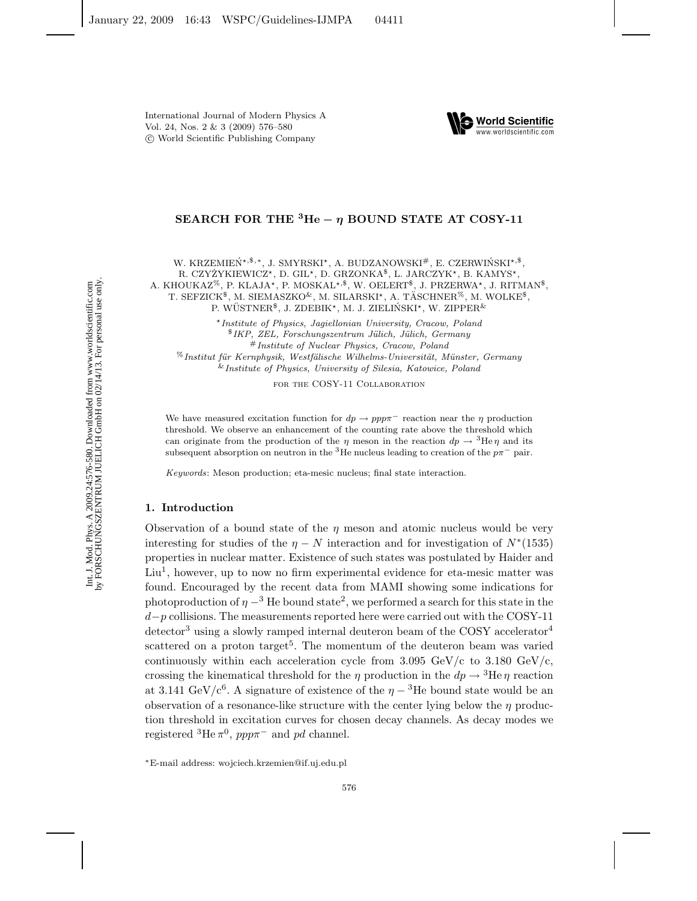# SEARCH FOR THE $^3$He $- \eta$ BOUND STATE AT COSY-11

W. KRZEMIEŃ[⋆,$,∗], J. SMYRSKI[⋆], A. BUDZANOWSKI[#], E. CZERWIŃSKI[⋆,$], R. CZYŻYKIEWICZ[⋆], D. GIL[⋆], D. GRZONKA[$], L. JARCZYK[⋆], B. KAMYS[⋆], A. KHOUKAZ[%], P. KLAJA[⋆], P. MOSKAL[⋆,$], W. OELERT[$], J. PRZERWA[⋆], J. RITMAN[$], T. SEFZICK[$], M. SIEMASZKO[&], M. SILARSKI[⋆], A. TÄSCHNER[%], M. WOLKE[$], P. WÜSTNER[$], J. ZDEBIK[⋆], M. J. ZIELIŃSKI[⋆], W. ZIPPER[&]

[⋆] *Institute of Physics, Jagiellonian University, Cracow, Poland*
[$] *IKP, ZEL, Forschungszentrum Jülich, Jülich, Germany*
[#] *Institute of Nuclear Physics, Cracow, Poland*
[%] *Institut für Kernphysik, Westfälische Wilhelms-Universität, Münster, Germany*
[&] *Institute of Physics, University of Silesia, Katowice, Poland*

FOR THE COSY-11 COLLABORATION

We have measured excitation function for $dp \rightarrow ppp\pi^-$ reaction near the $\eta$ production threshold. We observe an enhancement of the counting rate above the threshold which can originate from the production of the $\eta$ meson in the reaction $dp \rightarrow {}^3\text{He}\,\eta$ and its subsequent absorption on neutron in the $^3$He nucleus leading to creation of the $p\pi^-$ pair.

*Keywords*: Meson production; eta-mesic nucleus; final state interaction.

## 1. Introduction

Observation of a bound state of the $\eta$ meson and atomic nucleus would be very interesting for studies of the $\eta - N$ interaction and for investigation of $N^*(1535)$ properties in nuclear matter. Existence of such states was postulated by Haider and Liu[1], however, up to now no firm experimental evidence for eta-mesic matter was found. Encouraged by the recent data from MAMI showing some indications for photoproduction of $\eta -{}^3$ He bound state[2], we performed a search for this state in the $d-p$ collisions. The measurements reported here were carried out with the COSY-11 detector[3] using a slowly ramped internal deuteron beam of the COSY accelerator[4] scattered on a proton target[5]. The momentum of the deuteron beam was varied continuously within each acceleration cycle from 3.095 GeV/c to 3.180 GeV/c, crossing the kinematical threshold for the $\eta$ production in the $dp \rightarrow {}^3\text{He}\,\eta$ reaction at 3.141 GeV/c[6]. A signature of existence of the $\eta - {}^3$He bound state would be an observation of a resonance-like structure with the center lying below the $\eta$ production threshold in excitation curves for chosen decay channels. As decay modes we registered $^3\text{He}\,\pi^0$, $ppp\pi^-$ and $pd$ channel.

∗E-mail address: wojciech.krzemien@if.uj.edu.pl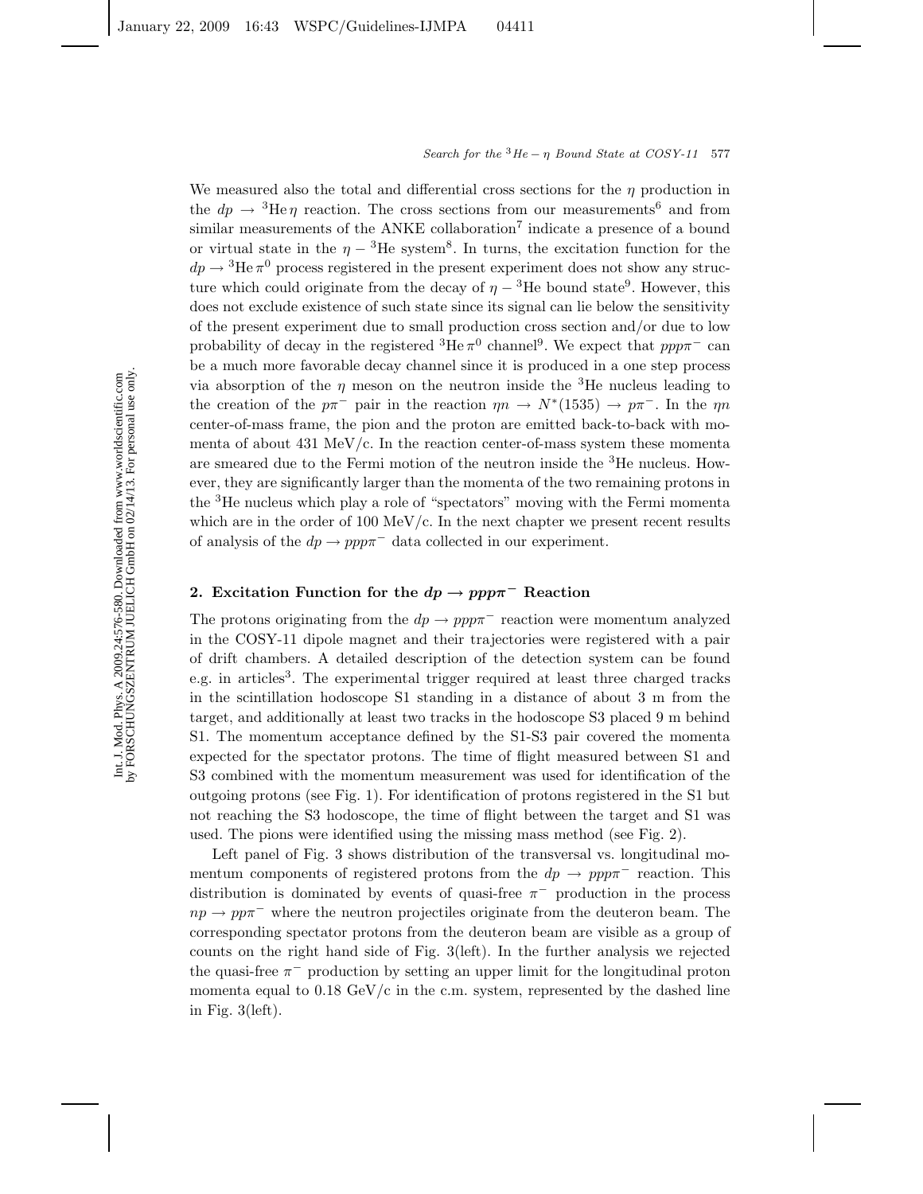We measured also the total and differential cross sections for the $\eta$ production in the $dp \rightarrow {}^3\mathrm{He}\,\eta$ reaction. The cross sections from our measurements[6] and from similar measurements of the ANKE collaboration[7] indicate a presence of a bound or virtual state in the $\eta - {}^3\mathrm{He}$ system[8]. In turns, the excitation function for the $dp \rightarrow {}^3\mathrm{He}\,\pi^0$ process registered in the present experiment does not show any structure which could originate from the decay of $\eta - {}^3\mathrm{He}$ bound state[9]. However, this does not exclude existence of such state since its signal can lie below the sensitivity of the present experiment due to small production cross section and/or due to low probability of decay in the registered ${}^3\mathrm{He}\,\pi^0$ channel[9]. We expect that $ppp\pi^-$ can be a much more favorable decay channel since it is produced in a one step process via absorption of the $\eta$ meson on the neutron inside the ${}^3\mathrm{He}$ nucleus leading to the creation of the $p\pi^-$ pair in the reaction $\eta n \rightarrow N^*(1535) \rightarrow p\pi^-$. In the $\eta n$ center-of-mass frame, the pion and the proton are emitted back-to-back with momenta of about 431 MeV/c. In the reaction center-of-mass system these momenta are smeared due to the Fermi motion of the neutron inside the ${}^3\mathrm{He}$ nucleus. However, they are significantly larger than the momenta of the two remaining protons in the ${}^3\mathrm{He}$ nucleus which play a role of "spectators" moving with the Fermi momenta which are in the order of 100 MeV/c. In the next chapter we present recent results of analysis of the $dp \rightarrow ppp\pi^-$ data collected in our experiment.

## 2. Excitation Function for the $dp \rightarrow ppp\pi^-$ Reaction

The protons originating from the $dp \rightarrow ppp\pi^-$ reaction were momentum analyzed in the COSY-11 dipole magnet and their trajectories were registered with a pair of drift chambers. A detailed description of the detection system can be found e.g. in articles[3]. The experimental trigger required at least three charged tracks in the scintillation hodoscope S1 standing in a distance of about 3 m from the target, and additionally at least two tracks in the hodoscope S3 placed 9 m behind S1. The momentum acceptance defined by the S1-S3 pair covered the momenta expected for the spectator protons. The time of flight measured between S1 and S3 combined with the momentum measurement was used for identification of the outgoing protons (see Fig. 1). For identification of protons registered in the S1 but not reaching the S3 hodoscope, the time of flight between the target and S1 was used. The pions were identified using the missing mass method (see Fig. 2).

Left panel of Fig. 3 shows distribution of the transversal vs. longitudinal momentum components of registered protons from the $dp \rightarrow ppp\pi^-$ reaction. This distribution is dominated by events of quasi-free $\pi^-$ production in the process $np \rightarrow pp\pi^-$ where the neutron projectiles originate from the deuteron beam. The corresponding spectator protons from the deuteron beam are visible as a group of counts on the right hand side of Fig. 3(left). In the further analysis we rejected the quasi-free $\pi^-$ production by setting an upper limit for the longitudinal proton momenta equal to 0.18 GeV/c in the c.m. system, represented by the dashed line in Fig. 3(left).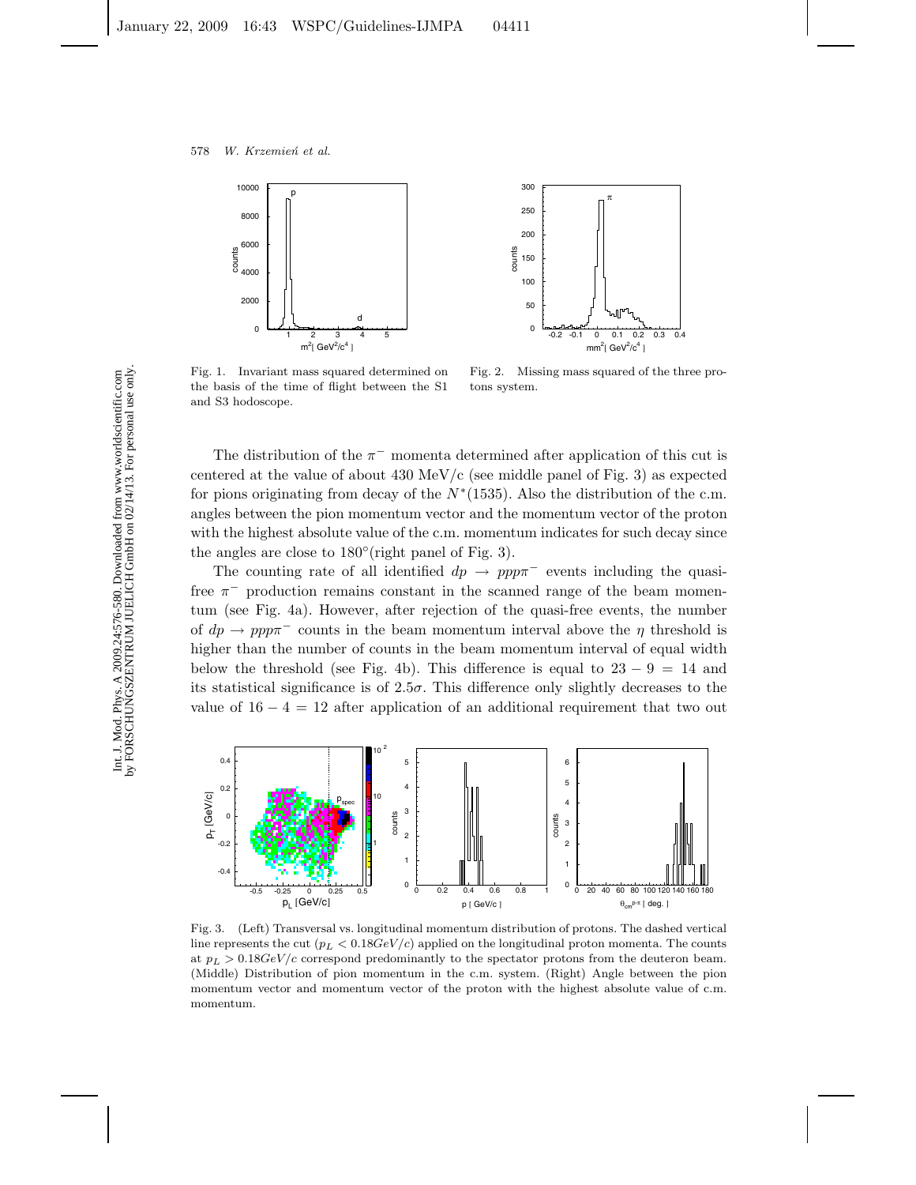Fig. 1. Invariant mass squared determined on the basis of the time of flight between the S1 and S3 hodoscope.

Fig. 2. Missing mass squared of the three protons system.

The distribution of the $\pi^-$ momenta determined after application of this cut is centered at the value of about 430 MeV/c (see middle panel of Fig. 3) as expected for pions originating from decay of the $N^*(1535)$. Also the distribution of the c.m. angles between the pion momentum vector and the momentum vector of the proton with the highest absolute value of the c.m. momentum indicates for such decay since the angles are close to $180°$(right panel of Fig. 3).

The counting rate of all identified $dp \rightarrow ppp\pi^-$ events including the quasi-free $\pi^-$ production remains constant in the scanned range of the beam momentum (see Fig. 4a). However, after rejection of the quasi-free events, the number of $dp \rightarrow ppp\pi^-$ counts in the beam momentum interval above the $\eta$ threshold is higher than the number of counts in the beam momentum interval of equal width below the threshold (see Fig. 4b). This difference is equal to $23 - 9 = 14$ and its statistical significance is of $2.5\sigma$. This difference only slightly decreases to the value of $16 - 4 = 12$ after application of an additional requirement that two out

Fig. 3. (Left) Transversal vs. longitudinal momentum distribution of protons. The dashed vertical line represents the cut ($p_L < 0.18 GeV/c$) applied on the longitudinal proton momenta. The counts at $p_L > 0.18 GeV/c$ correspond predominantly to the spectator protons from the deuteron beam. (Middle) Distribution of pion momentum in the c.m. system. (Right) Angle between the pion momentum vector and momentum vector of the proton with the highest absolute value of c.m. momentum.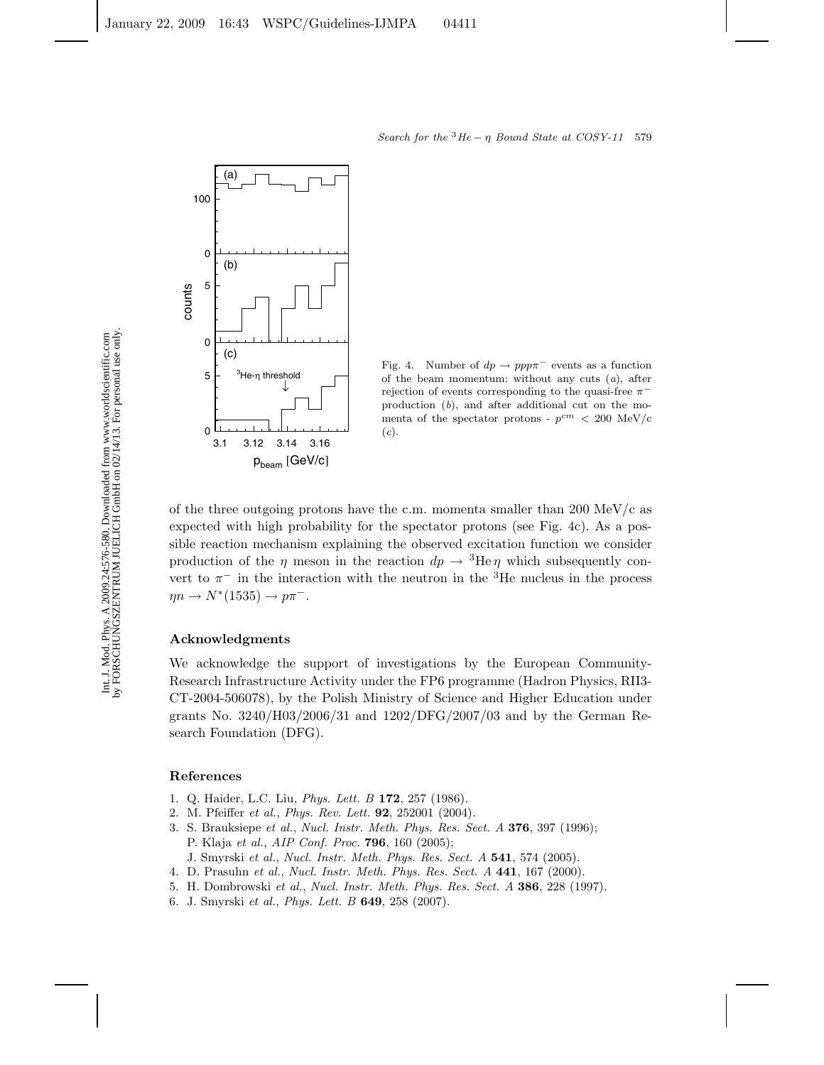Fig. 4. Number of $dp \rightarrow ppp\pi^-$ events as a function of the beam momentum: without any cuts (*a*), after rejection of events corresponding to the quasi-free $\pi^-$ production (*b*), and after additional cut on the momenta of the spectator protons - $p^{cm} < 200$ MeV/c (*c*).

of the three outgoing protons have the c.m. momenta smaller than 200 MeV/c as expected with high probability for the spectator protons (see Fig. 4c). As a possible reaction mechanism explaining the observed excitation function we consider production of the $\eta$ meson in the reaction $dp \rightarrow {}^3\text{He}\,\eta$ which subsequently convert to $\pi^-$ in the interaction with the neutron in the $^3$He nucleus in the process $\eta n \rightarrow N^*(1535) \rightarrow p\pi^-$.

## Acknowledgments

We acknowledge the support of investigations by the European Community-Research Infrastructure Activity under the FP6 programme (Hadron Physics, RII3-CT-2004-506078), by the Polish Ministry of Science and Higher Education under grants No. 3240/H03/2006/31 and 1202/DFG/2007/03 and by the German Research Foundation (DFG).

## References

1. Q. Haider, L.C. Liu, *Phys. Lett. B* **172**, 257 (1986).
2. M. Pfeiffer *et al.*, *Phys. Rev. Lett.* **92**, 252001 (2004).
3. S. Brauksiepe *et al.*, *Nucl. Instr. Meth. Phys. Res. Sect. A* **376**, 397 (1996); P. Klaja *et al.*, *AIP Conf. Proc.* **796**, 160 (2005); J. Smyrski *et al.*, *Nucl. Instr. Meth. Phys. Res. Sect. A* **541**, 574 (2005).
4. D. Prasuhn *et al.*, *Nucl. Instr. Meth. Phys. Res. Sect. A* **441**, 167 (2000).
5. H. Dombrowski *et al.*, *Nucl. Instr. Meth. Phys. Res. Sect. A* **386**, 228 (1997).
6. J. Smyrski *et al.*, *Phys. Lett. B* **649**, 258 (2007).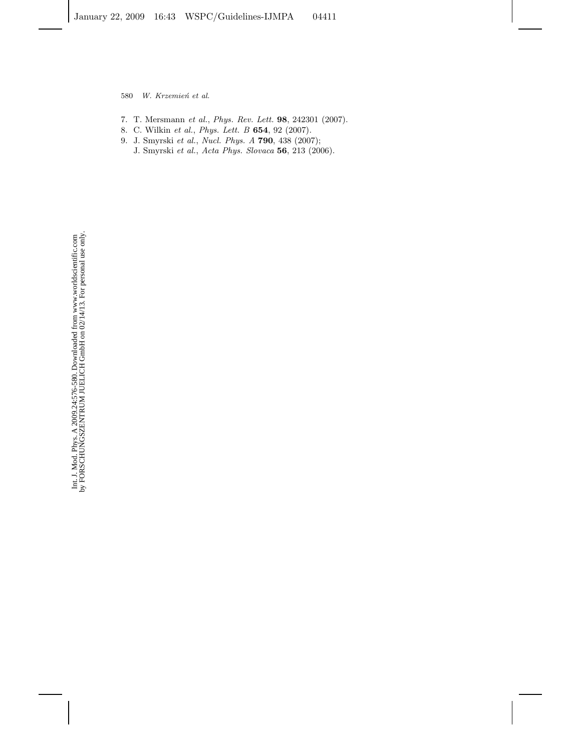7. T. Mersmann *et al.*, *Phys. Rev. Lett.* **98**, 242301 (2007).
8. C. Wilkin *et al.*, *Phys. Lett. B* **654**, 92 (2007).
9. J. Smyrski *et al.*, *Nucl. Phys. A* **790**, 438 (2007);
   J. Smyrski *et al.*, *Acta Phys. Slovaca* **56**, 213 (2006).